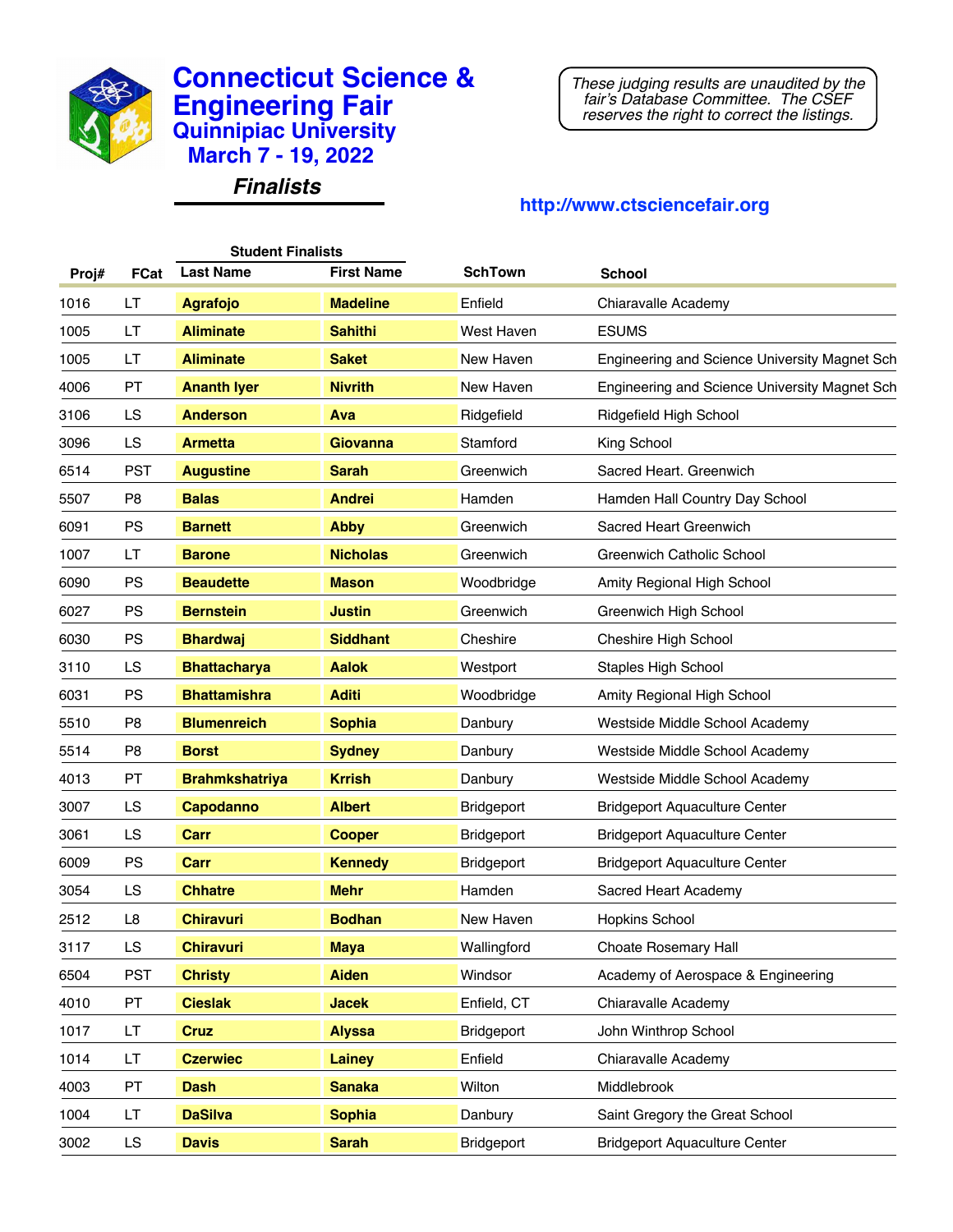# Connecticut Science & Engineering Fair

## Quinnipiac University

## March 7 - 19, 2022

### *Finalists*

*These judging results are unaudited by the fair's Database Committee. The CSEF reserves the right to correct the listings.*

**http://www.ctsciencefair.org**

| Proj# | FCat | Student Finalists Last Name | First Name | SchTown | School |
|---|---|---|---|---|---|
| 1016 | LT | **Agrafojo** | **Madeline** | Enfield | Chiaravalle Academy |
| 1005 | LT | **Aliminate** | **Sahithi** | West Haven | ESUMS |
| 1005 | LT | **Aliminate** | **Saket** | New Haven | Engineering and Science University Magnet Sch |
| 4006 | PT | **Ananth Iyer** | **Nivrith** | New Haven | Engineering and Science University Magnet Sch |
| 3106 | LS | **Anderson** | **Ava** | Ridgefield | Ridgefield High School |
| 3096 | LS | **Armetta** | **Giovanna** | Stamford | King School |
| 6514 | PST | **Augustine** | **Sarah** | Greenwich | Sacred Heart. Greenwich |
| 5507 | P8 | **Balas** | **Andrei** | Hamden | Hamden Hall Country Day School |
| 6091 | PS | **Barnett** | **Abby** | Greenwich | Sacred Heart Greenwich |
| 1007 | LT | **Barone** | **Nicholas** | Greenwich | Greenwich Catholic School |
| 6090 | PS | **Beaudette** | **Mason** | Woodbridge | Amity Regional High School |
| 6027 | PS | **Bernstein** | **Justin** | Greenwich | Greenwich High School |
| 6030 | PS | **Bhardwaj** | **Siddhant** | Cheshire | Cheshire High School |
| 3110 | LS | **Bhattacharya** | **Aalok** | Westport | Staples High School |
| 6031 | PS | **Bhattamishra** | **Aditi** | Woodbridge | Amity Regional High School |
| 5510 | P8 | **Blumenreich** | **Sophia** | Danbury | Westside Middle School Academy |
| 5514 | P8 | **Borst** | **Sydney** | Danbury | Westside Middle School Academy |
| 4013 | PT | **Brahmkshatriya** | **Krrish** | Danbury | Westside Middle School Academy |
| 3007 | LS | **Capodanno** | **Albert** | Bridgeport | Bridgeport Aquaculture Center |
| 3061 | LS | **Carr** | **Cooper** | Bridgeport | Bridgeport Aquaculture Center |
| 6009 | PS | **Carr** | **Kennedy** | Bridgeport | Bridgeport Aquaculture Center |
| 3054 | LS | **Chhatre** | **Mehr** | Hamden | Sacred Heart Academy |
| 2512 | L8 | **Chiravuri** | **Bodhan** | New Haven | Hopkins School |
| 3117 | LS | **Chiravuri** | **Maya** | Wallingford | Choate Rosemary Hall |
| 6504 | PST | **Christy** | **Aiden** | Windsor | Academy of Aerospace & Engineering |
| 4010 | PT | **Cieslak** | **Jacek** | Enfield, CT | Chiaravalle Academy |
| 1017 | LT | **Cruz** | **Alyssa** | Bridgeport | John Winthrop School |
| 1014 | LT | **Czerwiec** | **Lainey** | Enfield | Chiaravalle Academy |
| 4003 | PT | **Dash** | **Sanaka** | Wilton | Middlebrook |
| 1004 | LT | **DaSilva** | **Sophia** | Danbury | Saint Gregory the Great School |
| 3002 | LS | **Davis** | **Sarah** | Bridgeport | Bridgeport Aquaculture Center |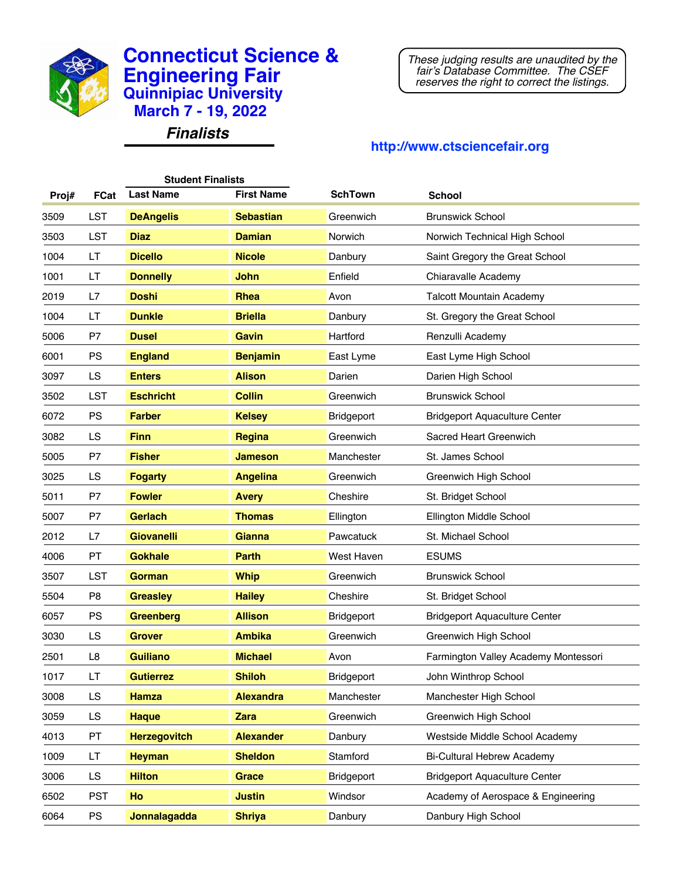# Connecticut Science & Engineering Fair

## Quinnipiac University

### March 7 - 19, 2022

### *Finalists*

*These judging results are unaudited by the fair's Database Committee. The CSEF reserves the right to correct the listings.*

http://www.ctsciencefair.org

| Proj# | FCat | Student Finalists | | SchTown | School |
|---|---|---|---|---|---|
| | | Last Name | First Name | | |
| 3509 | LST | **DeAngelis** | **Sebastian** | Greenwich | Brunswick School |
| 3503 | LST | **Diaz** | **Damian** | Norwich | Norwich Technical High School |
| 1004 | LT | **Dicello** | **Nicole** | Danbury | Saint Gregory the Great School |
| 1001 | LT | **Donnelly** | **John** | Enfield | Chiaravalle Academy |
| 2019 | L7 | **Doshi** | **Rhea** | Avon | Talcott Mountain Academy |
| 1004 | LT | **Dunkle** | **Briella** | Danbury | St. Gregory the Great School |
| 5006 | P7 | **Dusel** | **Gavin** | Hartford | Renzulli Academy |
| 6001 | PS | **England** | **Benjamin** | East Lyme | East Lyme High School |
| 3097 | LS | **Enters** | **Alison** | Darien | Darien High School |
| 3502 | LST | **Eschricht** | **Collin** | Greenwich | Brunswick School |
| 6072 | PS | **Farber** | **Kelsey** | Bridgeport | Bridgeport Aquaculture Center |
| 3082 | LS | **Finn** | **Regina** | Greenwich | Sacred Heart Greenwich |
| 5005 | P7 | **Fisher** | **Jameson** | Manchester | St. James School |
| 3025 | LS | **Fogarty** | **Angelina** | Greenwich | Greenwich High School |
| 5011 | P7 | **Fowler** | **Avery** | Cheshire | St. Bridget School |
| 5007 | P7 | **Gerlach** | **Thomas** | Ellington | Ellington Middle School |
| 2012 | L7 | **Giovanelli** | **Gianna** | Pawcatuck | St. Michael School |
| 4006 | PT | **Gokhale** | **Parth** | West Haven | ESUMS |
| 3507 | LST | **Gorman** | **Whip** | Greenwich | Brunswick School |
| 5504 | P8 | **Greasley** | **Hailey** | Cheshire | St. Bridget School |
| 6057 | PS | **Greenberg** | **Allison** | Bridgeport | Bridgeport Aquaculture Center |
| 3030 | LS | **Grover** | **Ambika** | Greenwich | Greenwich High School |
| 2501 | L8 | **Guiliano** | **Michael** | Avon | Farmington Valley Academy Montessori |
| 1017 | LT | **Gutierrez** | **Shiloh** | Bridgeport | John Winthrop School |
| 3008 | LS | **Hamza** | **Alexandra** | Manchester | Manchester High School |
| 3059 | LS | **Haque** | **Zara** | Greenwich | Greenwich High School |
| 4013 | PT | **Herzegovitch** | **Alexander** | Danbury | Westside Middle School Academy |
| 1009 | LT | **Heyman** | **Sheldon** | Stamford | Bi-Cultural Hebrew Academy |
| 3006 | LS | **Hilton** | **Grace** | Bridgeport | Bridgeport Aquaculture Center |
| 6502 | PST | **Ho** | **Justin** | Windsor | Academy of Aerospace & Engineering |
| 6064 | PS | **Jonnalagadda** | **Shriya** | Danbury | Danbury High School |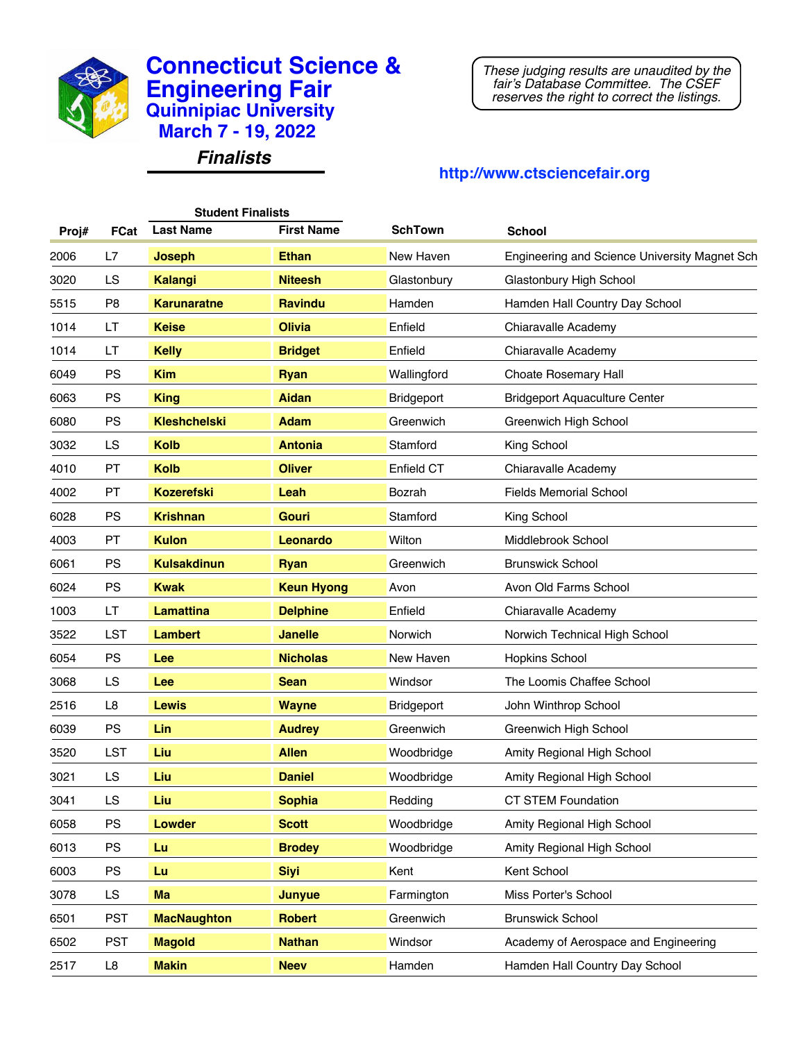# Connecticut Science & Engineering Fair

## Quinnipiac University

## March 7 - 19, 2022

### *Finalists*

*These judging results are unaudited by the fair's Database Committee. The CSEF reserves the right to correct the listings.*

**http://www.ctsciencefair.org**

| Proj# | FCat | Student Finalists Last Name | First Name | SchTown | School |
|---|---|---|---|---|---|
| 2006 | L7 | **Joseph** | **Ethan** | New Haven | Engineering and Science University Magnet Sch |
| 3020 | LS | **Kalangi** | **Niteesh** | Glastonbury | Glastonbury High School |
| 5515 | P8 | **Karunaratne** | **Ravindu** | Hamden | Hamden Hall Country Day School |
| 1014 | LT | **Keise** | **Olivia** | Enfield | Chiaravalle Academy |
| 1014 | LT | **Kelly** | **Bridget** | Enfield | Chiaravalle Academy |
| 6049 | PS | **Kim** | **Ryan** | Wallingford | Choate Rosemary Hall |
| 6063 | PS | **King** | **Aidan** | Bridgeport | Bridgeport Aquaculture Center |
| 6080 | PS | **Kleshchelski** | **Adam** | Greenwich | Greenwich High School |
| 3032 | LS | **Kolb** | **Antonia** | Stamford | King School |
| 4010 | PT | **Kolb** | **Oliver** | Enfield CT | Chiaravalle Academy |
| 4002 | PT | **Kozerefski** | **Leah** | Bozrah | Fields Memorial School |
| 6028 | PS | **Krishnan** | **Gouri** | Stamford | King School |
| 4003 | PT | **Kulon** | **Leonardo** | Wilton | Middlebrook School |
| 6061 | PS | **Kulsakdinun** | **Ryan** | Greenwich | Brunswick School |
| 6024 | PS | **Kwak** | **Keun Hyong** | Avon | Avon Old Farms School |
| 1003 | LT | **Lamattina** | **Delphine** | Enfield | Chiaravalle Academy |
| 3522 | LST | **Lambert** | **Janelle** | Norwich | Norwich Technical High School |
| 6054 | PS | **Lee** | **Nicholas** | New Haven | Hopkins School |
| 3068 | LS | **Lee** | **Sean** | Windsor | The Loomis Chaffee School |
| 2516 | L8 | **Lewis** | **Wayne** | Bridgeport | John Winthrop School |
| 6039 | PS | **Lin** | **Audrey** | Greenwich | Greenwich High School |
| 3520 | LST | **Liu** | **Allen** | Woodbridge | Amity Regional High School |
| 3021 | LS | **Liu** | **Daniel** | Woodbridge | Amity Regional High School |
| 3041 | LS | **Liu** | **Sophia** | Redding | CT STEM Foundation |
| 6058 | PS | **Lowder** | **Scott** | Woodbridge | Amity Regional High School |
| 6013 | PS | **Lu** | **Brodey** | Woodbridge | Amity Regional High School |
| 6003 | PS | **Lu** | **Siyi** | Kent | Kent School |
| 3078 | LS | **Ma** | **Junyue** | Farmington | Miss Porter's School |
| 6501 | PST | **MacNaughton** | **Robert** | Greenwich | Brunswick School |
| 6502 | PST | **Magold** | **Nathan** | Windsor | Academy of Aerospace and Engineering |
| 2517 | L8 | **Makin** | **Neev** | Hamden | Hamden Hall Country Day School |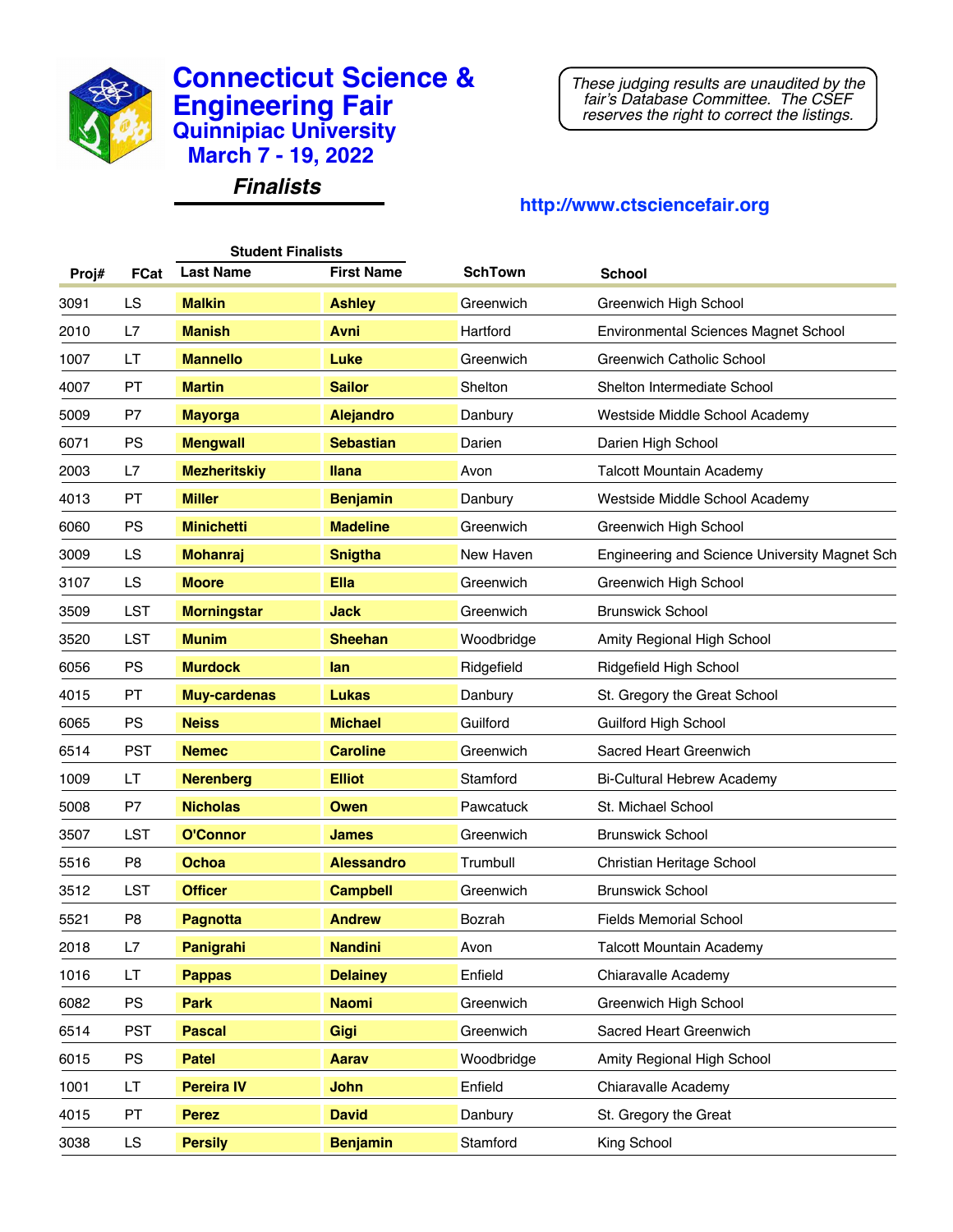# Connecticut Science & Engineering Fair

## Quinnipiac University

## March 7 - 19, 2022

### *Finalists*

*These judging results are unaudited by the fair's Database Committee. The CSEF reserves the right to correct the listings.*

http://www.ctsciencefair.org

| Proj# | FCat | Student Finalists<br>Last Name | First Name | SchTown | School |
|---|---|---|---|---|---|
| 3091 | LS | **Malkin** | **Ashley** | Greenwich | Greenwich High School |
| 2010 | L7 | **Manish** | **Avni** | Hartford | Environmental Sciences Magnet School |
| 1007 | LT | **Mannello** | **Luke** | Greenwich | Greenwich Catholic School |
| 4007 | PT | **Martin** | **Sailor** | Shelton | Shelton Intermediate School |
| 5009 | P7 | **Mayorga** | **Alejandro** | Danbury | Westside Middle School Academy |
| 6071 | PS | **Mengwall** | **Sebastian** | Darien | Darien High School |
| 2003 | L7 | **Mezheritskiy** | **Ilana** | Avon | Talcott Mountain Academy |
| 4013 | PT | **Miller** | **Benjamin** | Danbury | Westside Middle School Academy |
| 6060 | PS | **Minichetti** | **Madeline** | Greenwich | Greenwich High School |
| 3009 | LS | **Mohanraj** | **Snigtha** | New Haven | Engineering and Science University Magnet Sch |
| 3107 | LS | **Moore** | **Ella** | Greenwich | Greenwich High School |
| 3509 | LST | **Morningstar** | **Jack** | Greenwich | Brunswick School |
| 3520 | LST | **Munim** | **Sheehan** | Woodbridge | Amity Regional High School |
| 6056 | PS | **Murdock** | **Ian** | Ridgefield | Ridgefield High School |
| 4015 | PT | **Muy-cardenas** | **Lukas** | Danbury | St. Gregory the Great School |
| 6065 | PS | **Neiss** | **Michael** | Guilford | Guilford High School |
| 6514 | PST | **Nemec** | **Caroline** | Greenwich | Sacred Heart Greenwich |
| 1009 | LT | **Nerenberg** | **Elliot** | Stamford | Bi-Cultural Hebrew Academy |
| 5008 | P7 | **Nicholas** | **Owen** | Pawcatuck | St. Michael School |
| 3507 | LST | **O'Connor** | **James** | Greenwich | Brunswick School |
| 5516 | P8 | **Ochoa** | **Alessandro** | Trumbull | Christian Heritage School |
| 3512 | LST | **Officer** | **Campbell** | Greenwich | Brunswick School |
| 5521 | P8 | **Pagnotta** | **Andrew** | Bozrah | Fields Memorial School |
| 2018 | L7 | **Panigrahi** | **Nandini** | Avon | Talcott Mountain Academy |
| 1016 | LT | **Pappas** | **Delainey** | Enfield | Chiaravalle Academy |
| 6082 | PS | **Park** | **Naomi** | Greenwich | Greenwich High School |
| 6514 | PST | **Pascal** | **Gigi** | Greenwich | Sacred Heart Greenwich |
| 6015 | PS | **Patel** | **Aarav** | Woodbridge | Amity Regional High School |
| 1001 | LT | **Pereira IV** | **John** | Enfield | Chiaravalle Academy |
| 4015 | PT | **Perez** | **David** | Danbury | St. Gregory the Great |
| 3038 | LS | **Persily** | **Benjamin** | Stamford | King School |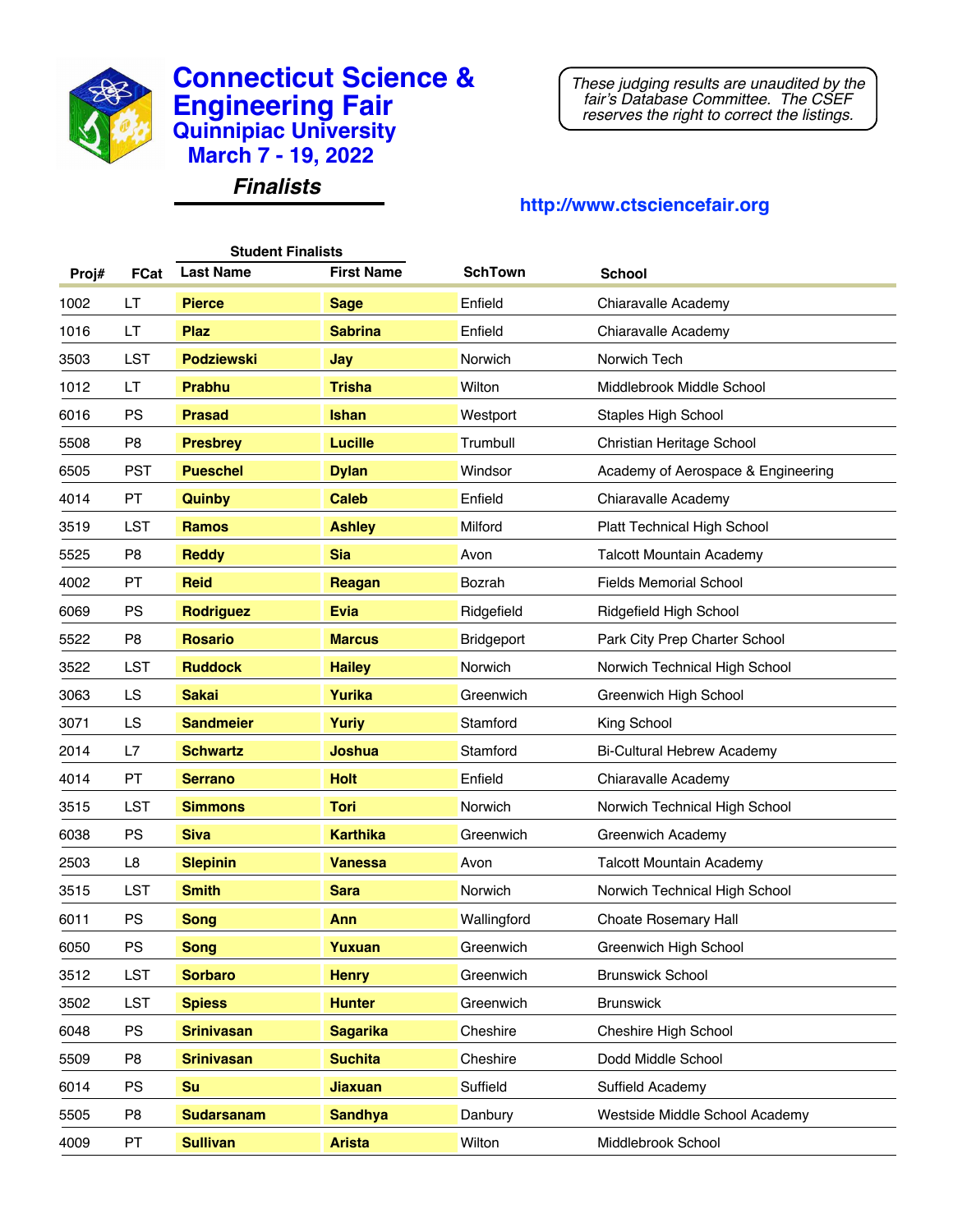# Connecticut Science & Engineering Fair

## Quinnipiac University

## March 7 - 19, 2022

### *Finalists*

*These judging results are unaudited by the fair's Database Committee. The CSEF reserves the right to correct the listings.*

**http://www.ctsciencefair.org**

| Proj# | FCat | Student Finalists Last Name | First Name | SchTown | School |
|---|---|---|---|---|---|
| 1002 | LT | **Pierce** | **Sage** | Enfield | Chiaravalle Academy |
| 1016 | LT | **Plaz** | **Sabrina** | Enfield | Chiaravalle Academy |
| 3503 | LST | **Podziewski** | **Jay** | Norwich | Norwich Tech |
| 1012 | LT | **Prabhu** | **Trisha** | Wilton | Middlebrook Middle School |
| 6016 | PS | **Prasad** | **Ishan** | Westport | Staples High School |
| 5508 | P8 | **Presbrey** | **Lucille** | Trumbull | Christian Heritage School |
| 6505 | PST | **Pueschel** | **Dylan** | Windsor | Academy of Aerospace & Engineering |
| 4014 | PT | **Quinby** | **Caleb** | Enfield | Chiaravalle Academy |
| 3519 | LST | **Ramos** | **Ashley** | Milford | Platt Technical High School |
| 5525 | P8 | **Reddy** | **Sia** | Avon | Talcott Mountain Academy |
| 4002 | PT | **Reid** | **Reagan** | Bozrah | Fields Memorial School |
| 6069 | PS | **Rodriguez** | **Evia** | Ridgefield | Ridgefield High School |
| 5522 | P8 | **Rosario** | **Marcus** | Bridgeport | Park City Prep Charter School |
| 3522 | LST | **Ruddock** | **Hailey** | Norwich | Norwich Technical High School |
| 3063 | LS | **Sakai** | **Yurika** | Greenwich | Greenwich High School |
| 3071 | LS | **Sandmeier** | **Yuriy** | Stamford | King School |
| 2014 | L7 | **Schwartz** | **Joshua** | Stamford | Bi-Cultural Hebrew Academy |
| 4014 | PT | **Serrano** | **Holt** | Enfield | Chiaravalle Academy |
| 3515 | LST | **Simmons** | **Tori** | Norwich | Norwich Technical High School |
| 6038 | PS | **Siva** | **Karthika** | Greenwich | Greenwich Academy |
| 2503 | L8 | **Slepinin** | **Vanessa** | Avon | Talcott Mountain Academy |
| 3515 | LST | **Smith** | **Sara** | Norwich | Norwich Technical High School |
| 6011 | PS | **Song** | **Ann** | Wallingford | Choate Rosemary Hall |
| 6050 | PS | **Song** | **Yuxuan** | Greenwich | Greenwich High School |
| 3512 | LST | **Sorbaro** | **Henry** | Greenwich | Brunswick School |
| 3502 | LST | **Spiess** | **Hunter** | Greenwich | Brunswick |
| 6048 | PS | **Srinivasan** | **Sagarika** | Cheshire | Cheshire High School |
| 5509 | P8 | **Srinivasan** | **Suchita** | Cheshire | Dodd Middle School |
| 6014 | PS | **Su** | **Jiaxuan** | Suffield | Suffield Academy |
| 5505 | P8 | **Sudarsanam** | **Sandhya** | Danbury | Westside Middle School Academy |
| 4009 | PT | **Sullivan** | **Arista** | Wilton | Middlebrook School |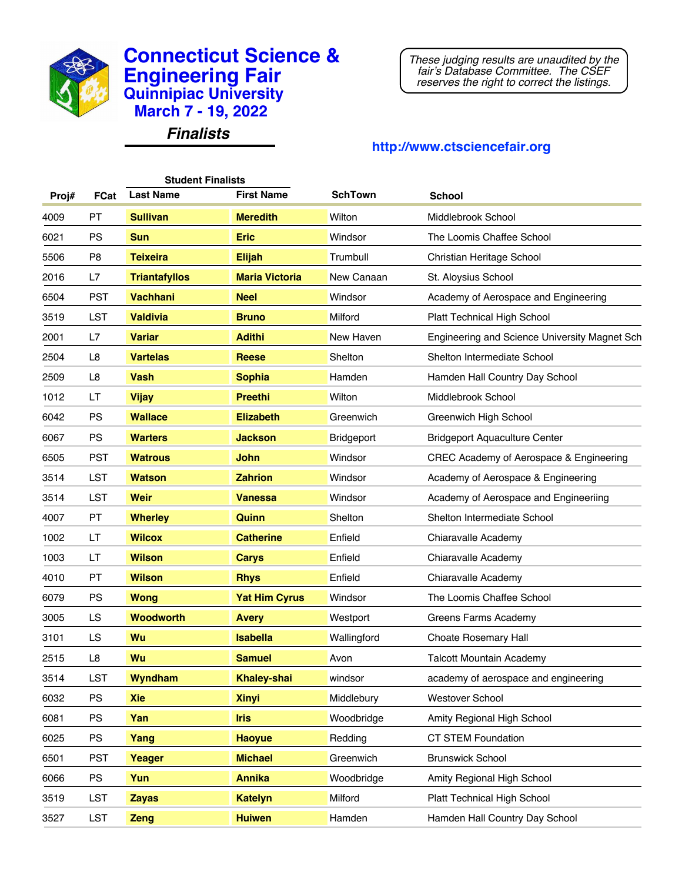# Connecticut Science & Engineering Fair
## Quinnipiac University
## March 7 - 19, 2022

### *Finalists*

*These judging results are unaudited by the fair's Database Committee. The CSEF reserves the right to correct the listings.*

**http://www.ctsciencefair.org**

| Proj# | FCat | Last Name | First Name | SchTown | School |
|---|---|---|---|---|---|
| | | Student Finalists | | | |
| 4009 | PT | **Sullivan** | **Meredith** | Wilton | Middlebrook School |
| 6021 | PS | **Sun** | **Eric** | Windsor | The Loomis Chaffee School |
| 5506 | P8 | **Teixeira** | **Elijah** | Trumbull | Christian Heritage School |
| 2016 | L7 | **Triantafyllos** | **Maria Victoria** | New Canaan | St. Aloysius School |
| 6504 | PST | **Vachhani** | **Neel** | Windsor | Academy of Aerospace and Engineering |
| 3519 | LST | **Valdivia** | **Bruno** | Milford | Platt Technical High School |
| 2001 | L7 | **Variar** | **Adithi** | New Haven | Engineering and Science University Magnet Sch |
| 2504 | L8 | **Vartelas** | **Reese** | Shelton | Shelton Intermediate School |
| 2509 | L8 | **Vash** | **Sophia** | Hamden | Hamden Hall Country Day School |
| 1012 | LT | **Vijay** | **Preethi** | Wilton | Middlebrook School |
| 6042 | PS | **Wallace** | **Elizabeth** | Greenwich | Greenwich High School |
| 6067 | PS | **Warters** | **Jackson** | Bridgeport | Bridgeport Aquaculture Center |
| 6505 | PST | **Watrous** | **John** | Windsor | CREC Academy of Aerospace & Engineering |
| 3514 | LST | **Watson** | **Zahrion** | Windsor | Academy of Aerospace & Engineering |
| 3514 | LST | **Weir** | **Vanessa** | Windsor | Academy of Aerospace and Engineeriing |
| 4007 | PT | **Wherley** | **Quinn** | Shelton | Shelton Intermediate School |
| 1002 | LT | **Wilcox** | **Catherine** | Enfield | Chiaravalle Academy |
| 1003 | LT | **Wilson** | **Carys** | Enfield | Chiaravalle Academy |
| 4010 | PT | **Wilson** | **Rhys** | Enfield | Chiaravalle Academy |
| 6079 | PS | **Wong** | **Yat Him Cyrus** | Windsor | The Loomis Chaffee School |
| 3005 | LS | **Woodworth** | **Avery** | Westport | Greens Farms Academy |
| 3101 | LS | **Wu** | **Isabella** | Wallingford | Choate Rosemary Hall |
| 2515 | L8 | **Wu** | **Samuel** | Avon | Talcott Mountain Academy |
| 3514 | LST | **Wyndham** | **Khaley-shai** | windsor | academy of aerospace and engineering |
| 6032 | PS | **Xie** | **Xinyi** | Middlebury | Westover School |
| 6081 | PS | **Yan** | **Iris** | Woodbridge | Amity Regional High School |
| 6025 | PS | **Yang** | **Haoyue** | Redding | CT STEM Foundation |
| 6501 | PST | **Yeager** | **Michael** | Greenwich | Brunswick School |
| 6066 | PS | **Yun** | **Annika** | Woodbridge | Amity Regional High School |
| 3519 | LST | **Zayas** | **Katelyn** | Milford | Platt Technical High School |
| 3527 | LST | **Zeng** | **Huiwen** | Hamden | Hamden Hall Country Day School |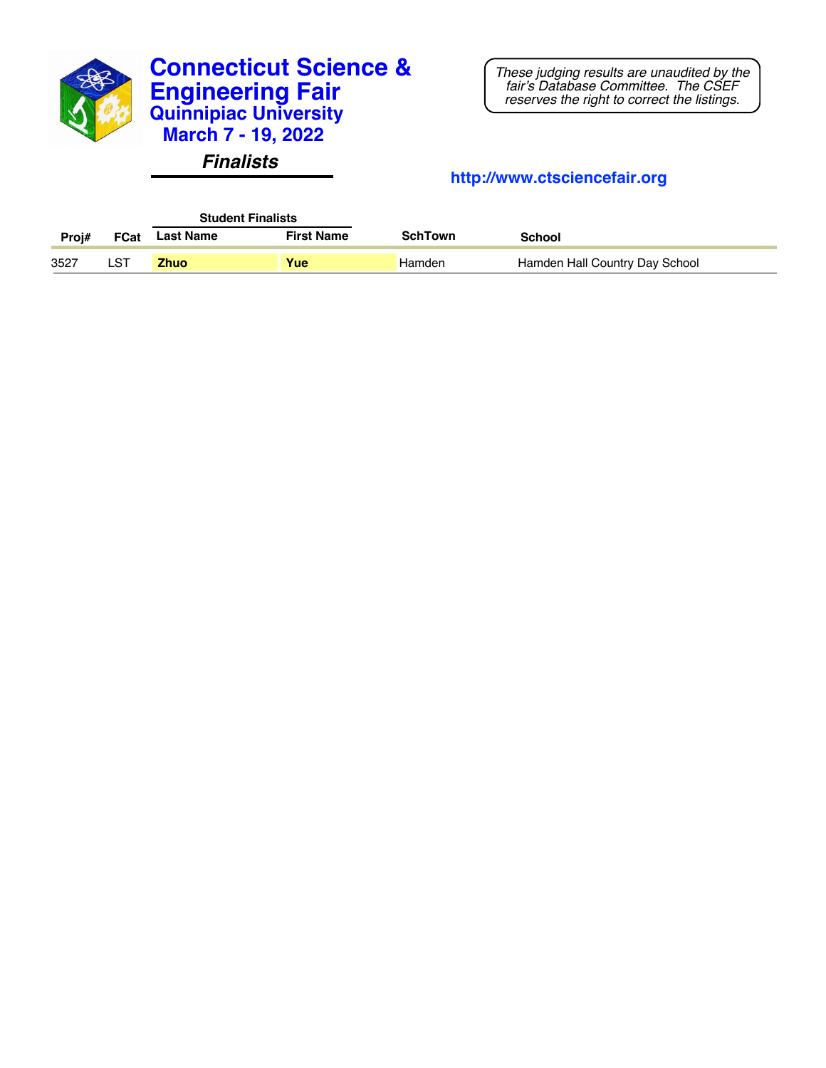# Connecticut Science & Engineering Fair

## Quinnipiac University

## March 7 - 19, 2022

*These judging results are unaudited by the fair's Database Committee. The CSEF reserves the right to correct the listings.*

### *Finalists*

**http://www.ctsciencefair.org**

| | | Student Finalists | | | |
|---|---|---|---|---|---|
| **Proj#** | **FCat** | **Last Name** | **First Name** | **SchTown** | **School** |
| 3527 | LST | **Zhuo** | **Yue** | Hamden | Hamden Hall Country Day School |